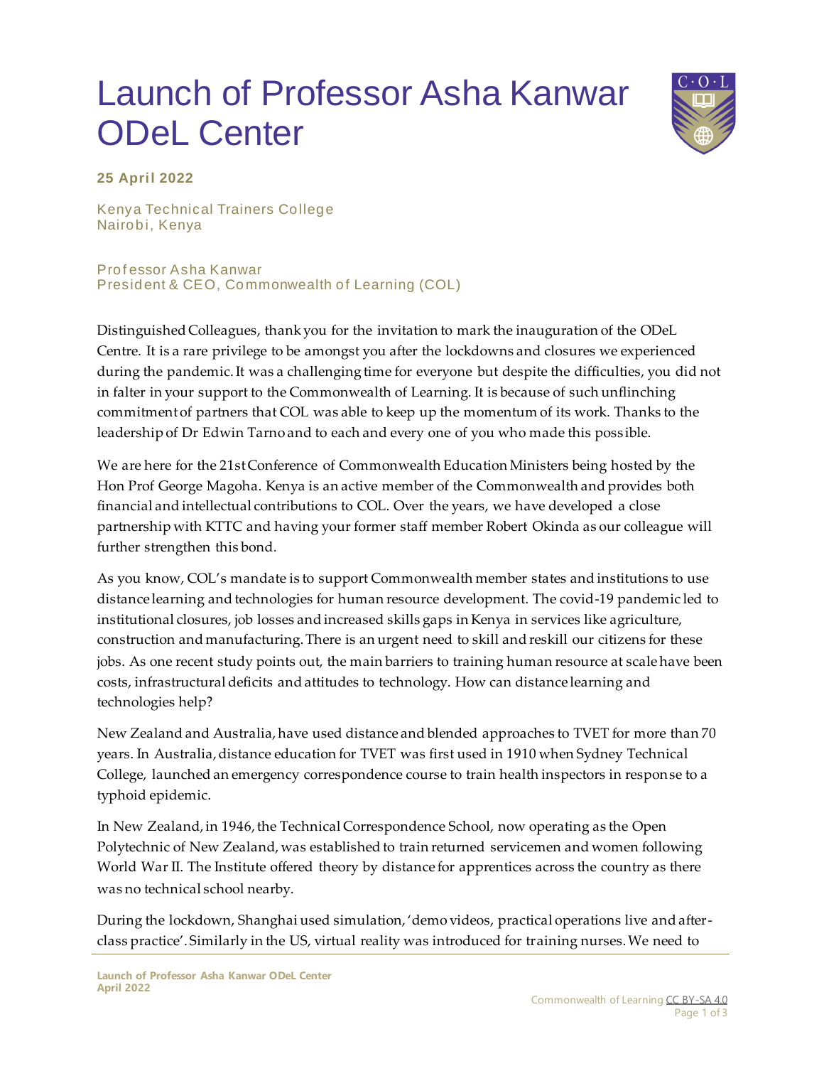# Launch of Professor Asha Kanwar ODeL Center

**25 April 2022**

Kenya Technical Trainers College
Nairobi, Kenya

Professor Asha Kanwar
President & CEO, Commonwealth of Learning (COL)

Distinguished Colleagues, thank you for the invitation to mark the inauguration of the ODeL Centre. It is a rare privilege to be amongst you after the lockdowns and closures we experienced during the pandemic. It was a challenging time for everyone but despite the difficulties, you did not in falter in your support to the Commonwealth of Learning. It is because of such unflinching commitment of partners that COL was able to keep up the momentum of its work. Thanks to the leadership of Dr Edwin Tarno and to each and every one of you who made this possible.

We are here for the 21st Conference of Commonwealth Education Ministers being hosted by the Hon Prof George Magoha. Kenya is an active member of the Commonwealth and provides both financial and intellectual contributions to COL. Over the years, we have developed a close partnership with KTTC and having your former staff member Robert Okinda as our colleague will further strengthen this bond.

As you know, COL's mandate is to support Commonwealth member states and institutions to use distance learning and technologies for human resource development. The covid-19 pandemic led to institutional closures, job losses and increased skills gaps in Kenya in services like agriculture, construction and manufacturing. There is an urgent need to skill and reskill our citizens for these jobs. As one recent study points out, the main barriers to training human resource at scale have been costs, infrastructural deficits and attitudes to technology. How can distance learning and technologies help?

New Zealand and Australia, have used distance and blended approaches to TVET for more than 70 years. In Australia, distance education for TVET was first used in 1910 when Sydney Technical College, launched an emergency correspondence course to train health inspectors in response to a typhoid epidemic.

In New Zealand, in 1946, the Technical Correspondence School, now operating as the Open Polytechnic of New Zealand, was established to train returned servicemen and women following World War II. The Institute offered theory by distance for apprentices across the country as there was no technical school nearby.

During the lockdown, Shanghai used simulation, 'demo videos, practical operations live and after-class practice'. Similarly in the US, virtual reality was introduced for training nurses. We need to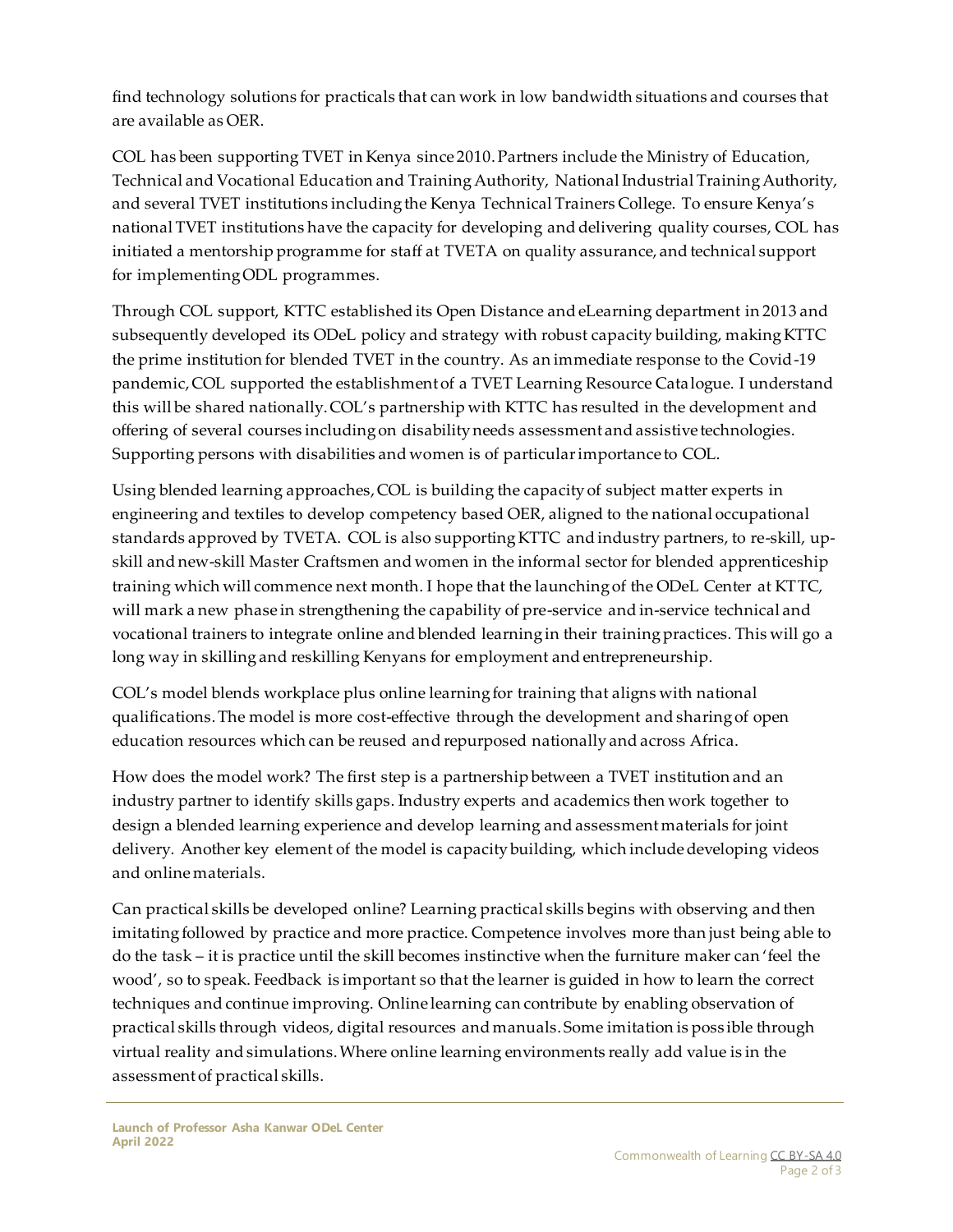find technology solutions for practicals that can work in low bandwidth situations and courses that are available as OER.

COL has been supporting TVET in Kenya since 2010. Partners include the Ministry of Education, Technical and Vocational Education and Training Authority, National Industrial Training Authority, and several TVET institutions including the Kenya Technical Trainers College. To ensure Kenya's national TVET institutions have the capacity for developing and delivering quality courses, COL has initiated a mentorship programme for staff at TVETA on quality assurance, and technical support for implementing ODL programmes.

Through COL support, KTTC established its Open Distance and eLearning department in 2013 and subsequently developed its ODeL policy and strategy with robust capacity building, making KTTC the prime institution for blended TVET in the country. As an immediate response to the Covid-19 pandemic, COL supported the establishment of a TVET Learning Resource Catalogue. I understand this will be shared nationally. COL's partnership with KTTC has resulted in the development and offering of several courses including on disability needs assessment and assistive technologies. Supporting persons with disabilities and women is of particular importance to COL.

Using blended learning approaches, COL is building the capacity of subject matter experts in engineering and textiles to develop competency based OER, aligned to the national occupational standards approved by TVETA. COL is also supporting KTTC and industry partners, to re-skill, up-skill and new-skill Master Craftsmen and women in the informal sector for blended apprenticeship training which will commence next month. I hope that the launching of the ODeL Center at KTTC, will mark a new phase in strengthening the capability of pre-service and in-service technical and vocational trainers to integrate online and blended learning in their training practices. This will go a long way in skilling and reskilling Kenyans for employment and entrepreneurship.

COL's model blends workplace plus online learning for training that aligns with national qualifications. The model is more cost-effective through the development and sharing of open education resources which can be reused and repurposed nationally and across Africa.

How does the model work? The first step is a partnership between a TVET institution and an industry partner to identify skills gaps. Industry experts and academics then work together to design a blended learning experience and develop learning and assessment materials for joint delivery. Another key element of the model is capacity building, which include developing videos and online materials.

Can practical skills be developed online? Learning practical skills begins with observing and then imitating followed by practice and more practice. Competence involves more than just being able to do the task – it is practice until the skill becomes instinctive when the furniture maker can 'feel the wood', so to speak. Feedback is important so that the learner is guided in how to learn the correct techniques and continue improving. Online learning can contribute by enabling observation of practical skills through videos, digital resources and manuals. Some imitation is possible through virtual reality and simulations. Where online learning environments really add value is in the assessment of practical skills.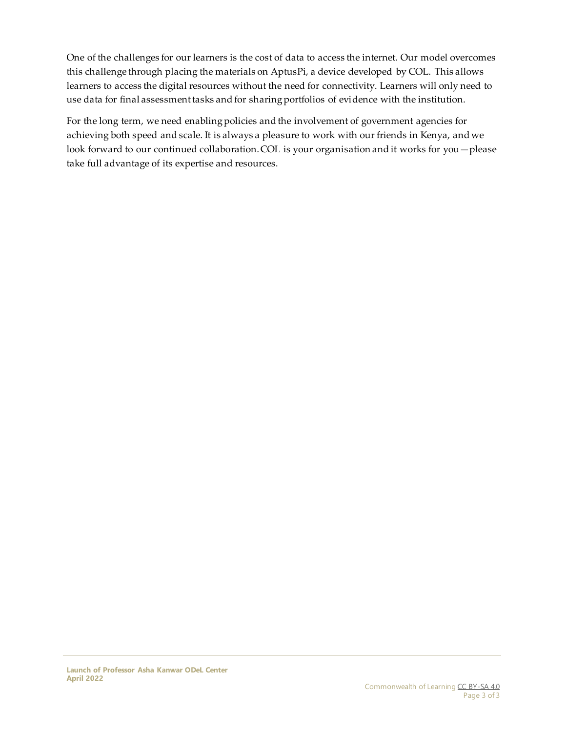One of the challenges for our learners is the cost of data to access the internet. Our model overcomes this challenge through placing the materials on AptusPi, a device developed by COL. This allows learners to access the digital resources without the need for connectivity. Learners will only need to use data for final assessment tasks and for sharing portfolios of evidence with the institution.

For the long term, we need enabling policies and the involvement of government agencies for achieving both speed and scale. It is always a pleasure to work with our friends in Kenya, and we look forward to our continued collaboration. COL is your organisation and it works for you—please take full advantage of its expertise and resources.